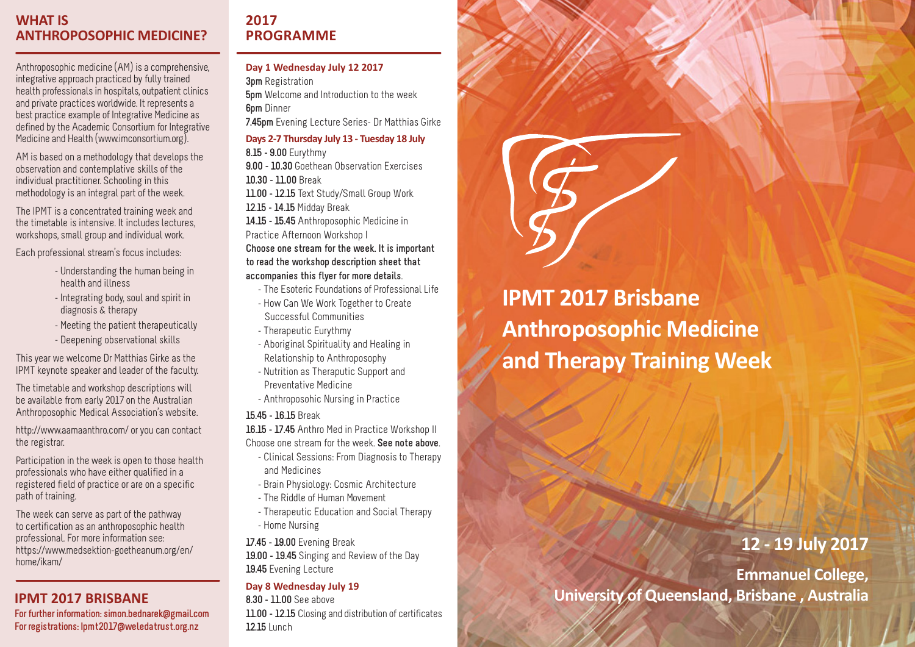## WHAT IS ANTHROPOSOPHIC MEDICINE?

Anthroposophic medicine (AM) is a comprehensive, integrative approach practiced by fully trained health professionals in hospitals, outpatient clinics and private practices worldwide. It represents a best practice example of Integrative Medicine as defined by the Academic Consortium for Integrative Medicine and Health (www.imconsortium.org).

AM is based on a methodology that develops the observation and contemplative skills of the individual practitioner. Schooling in this methodology is an integral part of the week.

The IPMT is a concentrated training week and the timetable is intensive. It includes lectures, workshops, small group and individual work.

Each professional stream's focus includes:

- Understanding the human being in health and illness
- Integrating body, soul and spirit in diagnosis & therapy
- Meeting the patient therapeutically
- Deepening observational skills

This year we welcome Dr Matthias Girke as the IPMT keynote speaker and leader of the faculty.

The timetable and workshop descriptions will be available from early 2017 on the Australian Anthroposophic Medical Association's website.

http://www.aamaanthro.com/ or you can contact the registrar.

Participation in the week is open to those health professionals who have either qualified in a registered field of practice or are on a specific path of training.

The week can serve as part of the pathway to certification as an anthroposophic health professional. For more information see: https://www.medsektion-goetheanum.org/en/home/ikam/

## IPMT 2017 BRISBANE

**For further information: simon.bednarek@gmail.com**
**For registrations: Ipmt2017@weledatrust.org.nz**

## 2017 PROGRAMME

**Day 1 Wednesday July 12 2017**

**3pm** Registration
**5pm** Welcome and Introduction to the week
**6pm** Dinner
**7.45pm** Evening Lecture Series- Dr Matthias Girke

**Days 2-7 Thursday July 13 - Tuesday 18 July**

**8.15 - 9.00** Eurythmy
**9.00 - 10.30** Goethean Observation Exercises
**10.30 - 11.00** Break
**11.00 - 12.15** Text Study/Small Group Work
**12.15 - 14.15** Midday Break
**14.15 - 15.45** Anthroposophic Medicine in Practice Afternoon Workshop I
**Choose one stream for the week. It is important to read the workshop description sheet that accompanies this flyer for more details**.

- The Esoteric Foundations of Professional Life
- How Can We Work Together to Create Successful Communities
- Therapeutic Eurythmy
- Aboriginal Spirituality and Healing in Relationship to Anthroposophy
- Nutrition as Theraputic Support and Preventative Medicine
- Anthroposohic Nursing in Practice

**15.45 - 16.15** Break
**16.15 - 17.45** Anthro Med in Practice Workshop II
Choose one stream for the week. **See note above**.

- Clinical Sessions: From Diagnosis to Therapy and Medicines
- Brain Physiology: Cosmic Architecture
- The Riddle of Human Movement
- Therapeutic Education and Social Therapy
- Home Nursing

**17.45 - 19.00** Evening Break
**19.00 - 19.45** Singing and Review of the Day
**19.45** Evening Lecture

**Day 8 Wednesday July 19**

**8.30 - 11.00** See above
**11.00 - 12.15** Closing and distribution of certificates
**12.15** Lunch

# IPMT 2017 Brisbane Anthroposophic Medicine and Therapy Training Week

**12 - 19 July 2017**

**Emmanuel College, University of Queensland, Brisbane , Australia**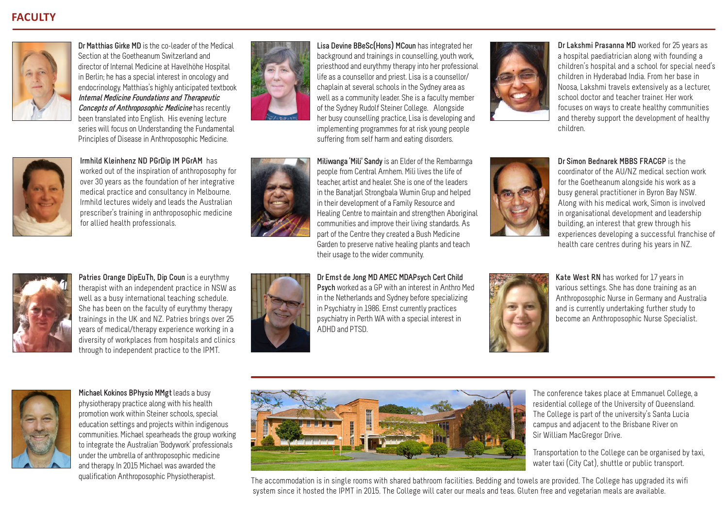## FACULTY

**Dr Matthias Girke MD** is the co-leader of the Medical Section at the Goetheanum Switzerland and director of Internal Medicine at Havelhöhe Hospital in Berlin; he has a special interest in oncology and endocrinology. Matthias's highly anticipated textbook ***Internal Medicine Foundations and Therapeutic Concepts of Anthroposophic Medicine*** has recently been translated into English. His evening lecture series will focus on Understanding the Fundamental Principles of Disease in Anthroposophic Medicine.

**Irmhild Kleinhenz ND PGrDip IM PGrAM** has worked out of the inspiration of anthroposophy for over 30 years as the foundation of her integrative medical practice and consultancy in Melbourne. Irmhild lectures widely and leads the Australian prescriber's training in anthroposophic medicine for allied health professionals.

**Patries Orange DipEuTh, Dip Coun** is a eurythmy therapist with an independent practice in NSW as well as a busy international teaching schedule. She has been on the faculty of eurythmy therapy trainings in the UK and NZ. Patries brings over 25 years of medical/therapy experience working in a diversity of workplaces from hospitals and clinics through to independent practice to the IPMT.

**Michael Kokinos BPhysio MMgt** leads a busy physiotherapy practice along with his health promotion work within Steiner schools, special education settings and projects within indigenous communities. Michael spearheads the group working to integrate the Australian 'Bodywork' professionals under the umbrella of anthroposophic medicine and therapy. In 2015 Michael was awarded the qualification Anthroposophic Physiotherapist.

**Lisa Devine BBeSc(Hons) MCoun** has integrated her background and trainings in counselling, youth work, priesthood and eurythmy therapy into her professional life as a counsellor and priest. Lisa is a counsellor/chaplain at several schools in the Sydney area as well as a community leader. She is a faculty member of the Sydney Rudolf Steiner College. Alongside her busy counselling practice, Lisa is developing and implementing programmes for at risk young people suffering from self harm and eating disorders.

**Miliwanga 'Mili' Sandy** is an Elder of the Rembarrnga people from Central Arnhem. Mili lives the life of teacher, artist and healer. She is one of the leaders in the Banatjarl Strongbala Wumin Grup and helped in their development of a Family Resource and Healing Centre to maintain and strengthen Aboriginal communities and improve their living standards. As part of the Centre they created a Bush Medicine Garden to preserve native healing plants and teach their usage to the wider community.

**Dr Ernst de Jong MD AMEC MDAPsych Cert Child Psych** worked as a GP with an interest in Anthro Med in the Netherlands and Sydney before specializing in Psychiatry in 1986. Ernst currently practices psychiatry in Perth WA with a special interest in ADHD and PTSD.

**Dr Lakshmi Prasanna MD** worked for 25 years as a hospital paediatrician along with founding a children's hospital and a school for special need's children in Hyderabad India. From her base in Noosa, Lakshmi travels extensively as a lecturer, school doctor and teacher trainer. Her work focuses on ways to create healthy communities and thereby support the development of healthy children.

**Dr Simon Bednarek MBBS FRACGP** is the coordinator of the AU/NZ medical section work for the Goetheanum alongside his work as a busy general practitioner in Byron Bay NSW. Along with his medical work, Simon is involved in organisational development and leadership building, an interest that grew through his experiences developing a successful franchise of health care centres during his years in NZ.

**Kate West RN** has worked for 17 years in various settings. She has done training as an Anthroposophic Nurse in Germany and Australia and is currently undertaking further study to become an Anthroposophic Nurse Specialist.

The conference takes place at Emmanuel College, a residential college of the University of Queensland. The College is part of the university's Santa Lucia campus and adjacent to the Brisbane River on Sir William MacGregor Drive.

Transportation to the College can be organised by taxi, water taxi (City Cat), shuttle or public transport.

The accommodation is in single rooms with shared bathroom facilities. Bedding and towels are provided. The College has upgraded its wifi system since it hosted the IPMT in 2015. The College will cater our meals and teas. Gluten free and vegetarian meals are available.